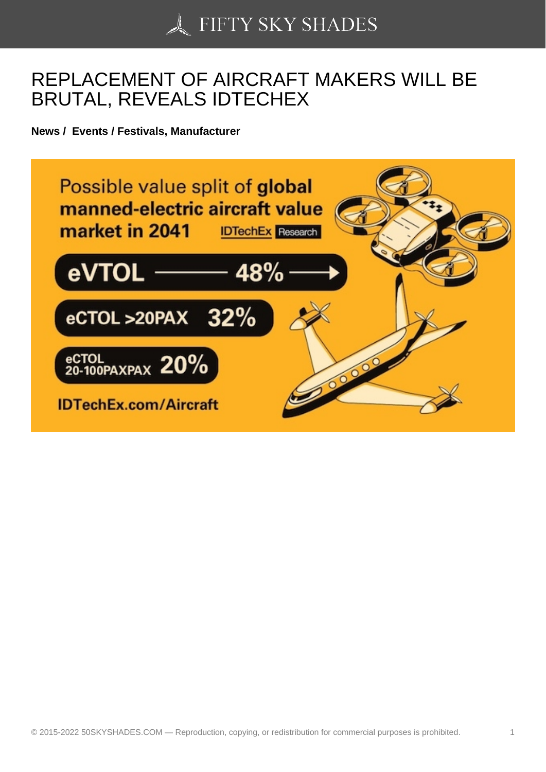# REPLACEMENT OF AIRCRAFT MAKERS WILL BE BRUTAL, REVEALS IDTECHEX

**News / Events / Festivals, Manufacturer**

Possible value split of **global manned-electric aircraft value market in 2041** IDTechEx Research

eVTOL — 48%

eCTOL >20PAX 32%

eCTOL 20-100PAXPAX 20%

IDTechEx.com/Aircraft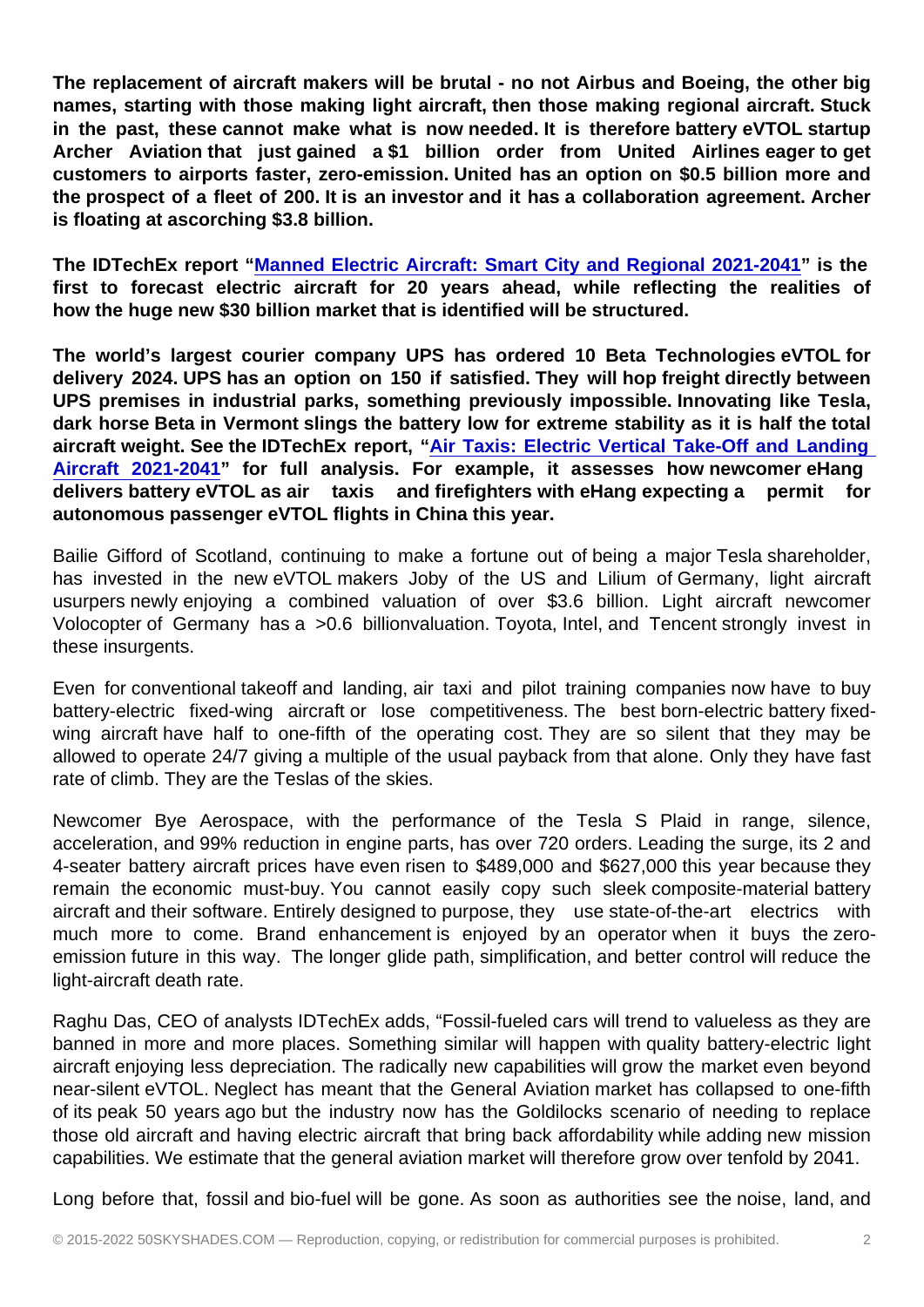**The replacement of aircraft makers will be brutal - no not Airbus and Boeing, the other big names, starting with those making light aircraft, then those making regional aircraft. Stuck in the past, these cannot make what is now needed. It is therefore battery eVTOL startup Archer Aviation that just gained a $1 billion order from United Airlines eager to get customers to airports faster, zero-emission. United has an option on $0.5 billion more and the prospect of a fleet of 200. It is an investor and it has a collaboration agreement. Archer is floating at ascorching $3.8 billion.**

**The IDTechEx report "Manned Electric Aircraft: Smart City and Regional 2021-2041" is the first to forecast electric aircraft for 20 years ahead, while reflecting the realities of how the huge new $30 billion market that is identified will be structured.**

**The world's largest courier company UPS has ordered 10 Beta Technologies eVTOL for delivery 2024. UPS has an option on 150 if satisfied. They will hop freight directly between UPS premises in industrial parks, something previously impossible. Innovating like Tesla, dark horse Beta in Vermont slings the battery low for extreme stability as it is half the total aircraft weight. See the IDTechEx report, "Air Taxis: Electric Vertical Take-Off and Landing Aircraft 2021-2041" for full analysis. For example, it assesses how newcomer eHang delivers battery eVTOL as air taxis and firefighters with eHang expecting a permit for autonomous passenger eVTOL flights in China this year.**

Bailie Gifford of Scotland, continuing to make a fortune out of being a major Tesla shareholder, has invested in the new eVTOL makers Joby of the US and Lilium of Germany, light aircraft usurpers newly enjoying a combined valuation of over $3.6 billion. Light aircraft newcomer Volocopter of Germany has a >0.6 billionvaluation. Toyota, Intel, and Tencent strongly invest in these insurgents.

Even for conventional takeoff and landing, air taxi and pilot training companies now have to buy battery-electric fixed-wing aircraft or lose competitiveness. The best born-electric battery fixed-wing aircraft have half to one-fifth of the operating cost. They are so silent that they may be allowed to operate 24/7 giving a multiple of the usual payback from that alone. Only they have fast rate of climb. They are the Teslas of the skies.

Newcomer Bye Aerospace, with the performance of the Tesla S Plaid in range, silence, acceleration, and 99% reduction in engine parts, has over 720 orders. Leading the surge, its 2 and 4-seater battery aircraft prices have even risen to $489,000 and $627,000 this year because they remain the economic must-buy. You cannot easily copy such sleek composite-material battery aircraft and their software. Entirely designed to purpose, they use state-of-the-art electrics with much more to come. Brand enhancement is enjoyed by an operator when it buys the zero-emission future in this way. The longer glide path, simplification, and better control will reduce the light-aircraft death rate.

Raghu Das, CEO of analysts IDTechEx adds, "Fossil-fueled cars will trend to valueless as they are banned in more and more places. Something similar will happen with quality battery-electric light aircraft enjoying less depreciation. The radically new capabilities will grow the market even beyond near-silent eVTOL. Neglect has meant that the General Aviation market has collapsed to one-fifth of its peak 50 years ago but the industry now has the Goldilocks scenario of needing to replace those old aircraft and having electric aircraft that bring back affordability while adding new mission capabilities. We estimate that the general aviation market will therefore grow over tenfold by 2041.

Long before that, fossil and bio-fuel will be gone. As soon as authorities see the noise, land, and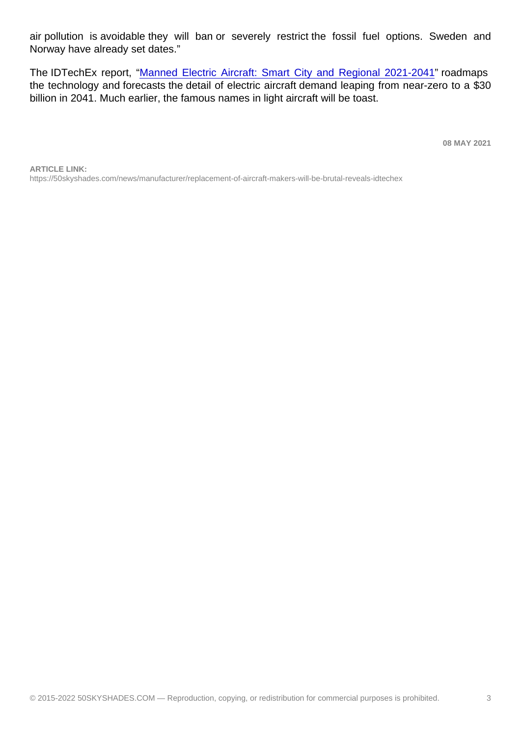air pollution is avoidable they will ban or severely restrict the fossil fuel options. Sweden and Norway have already set dates."

The IDTechEx report, "[Manned Electric Aircraft: Smart City and Regional 2021-2041]" roadmaps the technology and forecasts the detail of electric aircraft demand leaping from near-zero to a $30 billion in 2041. Much earlier, the famous names in light aircraft will be toast.

**08 MAY 2021**

**ARTICLE LINK:**
https://50skyshades.com/news/manufacturer/replacement-of-aircraft-makers-will-be-brutal-reveals-idtechex